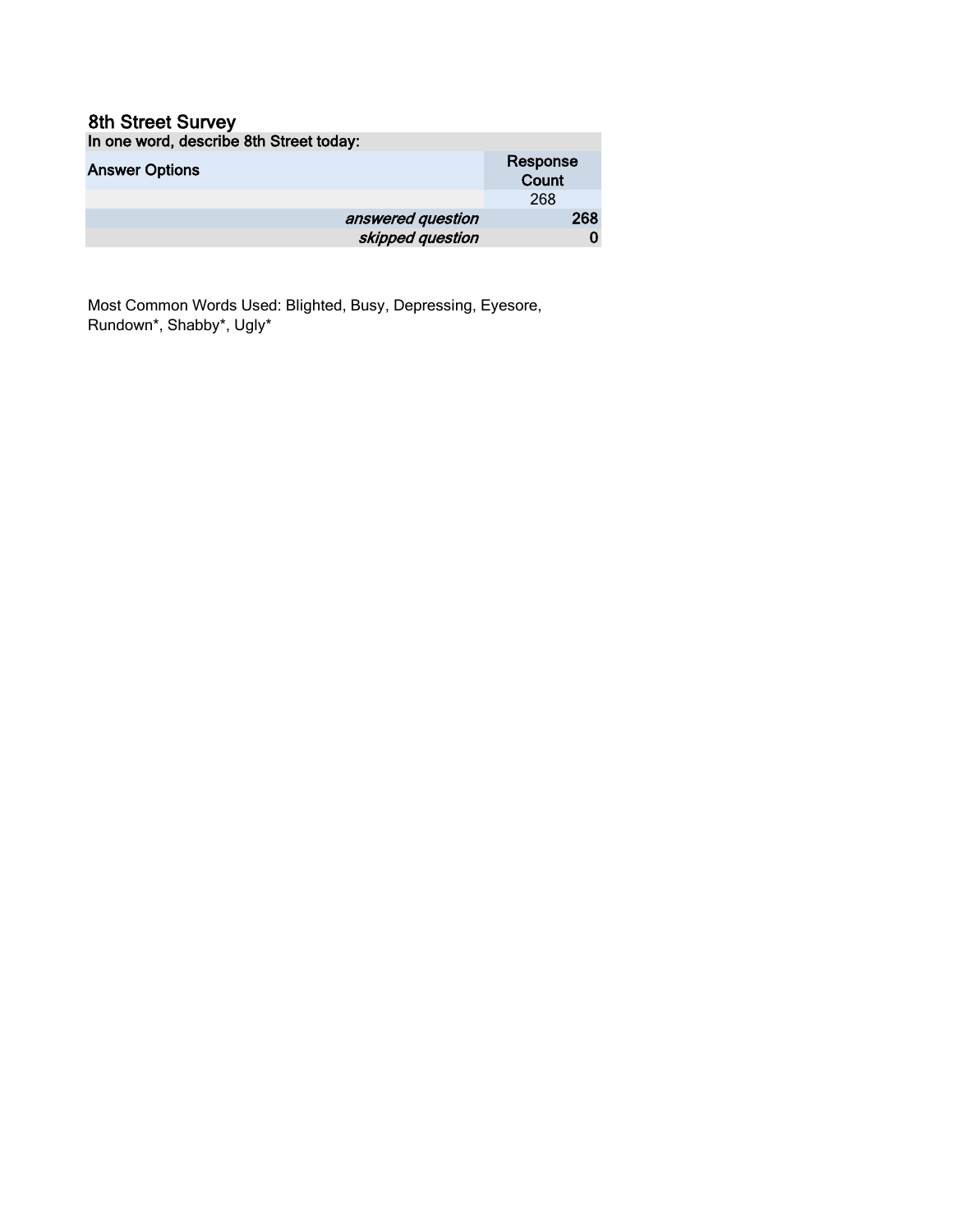# 8th Street Survey

| In one word, describe 8th Street today: | |
|---|---|
| Answer Options | Response Count |
| | 268 |
| *answered question* | **268** |
| *skipped question* | **0** |

Most Common Words Used: Blighted, Busy, Depressing, Eyesore, Rundown*, Shabby*, Ugly*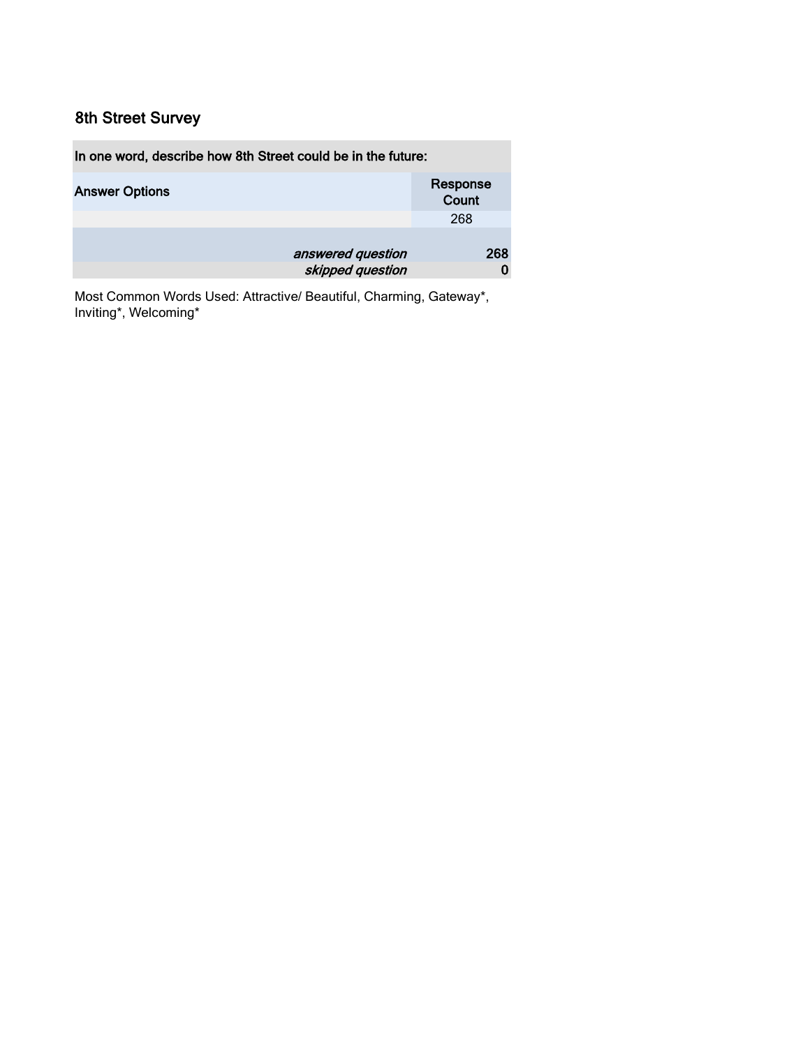## 8th Street Survey

| In one word, describe how 8th Street could be in the future: | |
|---|---|
| **Answer Options** | **Response Count** |
| | 268 |
| | |
| *answered question* | **268** |
| *skipped question* | **0** |

Most Common Words Used: Attractive/ Beautiful, Charming, Gateway*, Inviting*, Welcoming*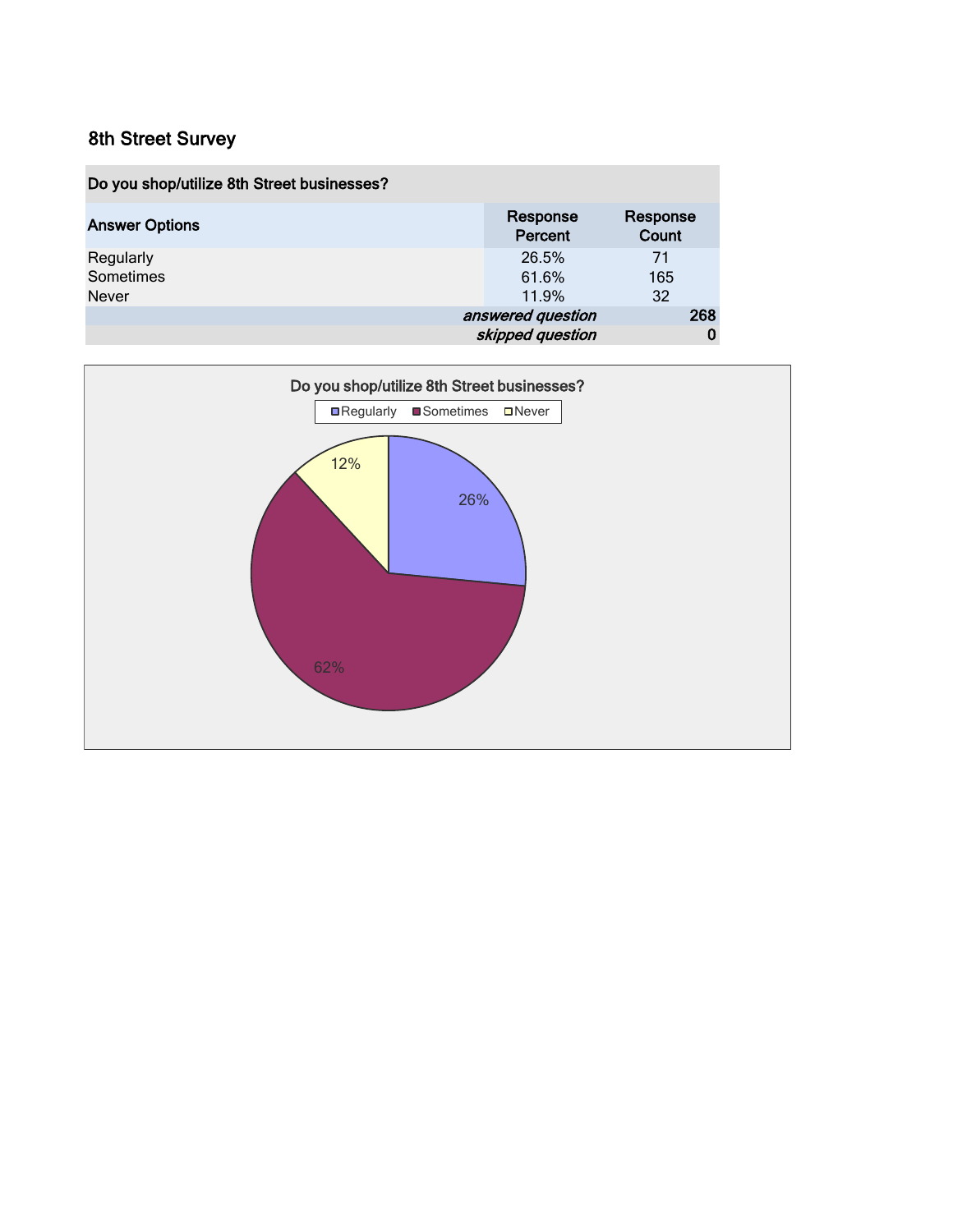## 8th Street Survey

| Do you shop/utilize 8th Street businesses? | | |
|---|---|---|
| **Answer Options** | **Response Percent** | **Response Count** |
| Regularly | 26.5% | 71 |
| Sometimes | 61.6% | 165 |
| Never | 11.9% | 32 |
| | *answered question* | **268** |
| | *skipped question* | **0** |

Do you shop/utilize 8th Street businesses?

Regularly: 26%
Sometimes: 62%
Never: 12%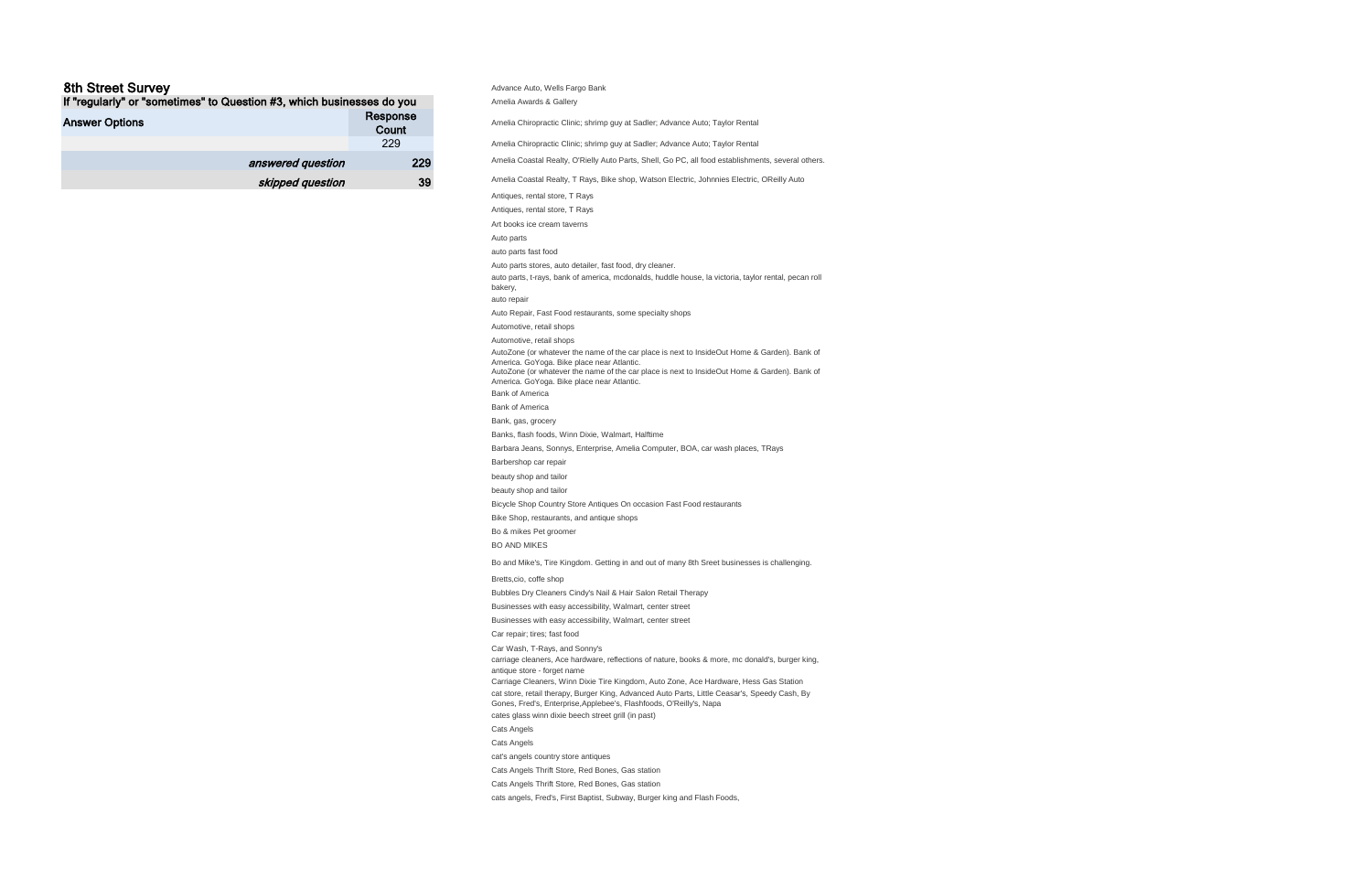## 8th Street Survey

| If "regularly" or "sometimes" to Question #3, which businesses do you | |
|---|---|
| **Answer Options** | **Response Count** |
| | 229 |
| *answered question* | **229** |
| *skipped question* | **39** |

Advance Auto, Wells Fargo Bank

Amelia Awards & Gallery

Amelia Chiropractic Clinic; shrimp guy at Sadler; Advance Auto; Taylor Rental

Amelia Chiropractic Clinic; shrimp guy at Sadler; Advance Auto; Taylor Rental

Amelia Coastal Realty, O'Rielly Auto Parts, Shell, Go PC, all food establishments, several others.

Amelia Coastal Realty, T Rays, Bike shop, Watson Electric, Johnnies Electric, OReilly Auto

Antiques, rental store, T Rays

Antiques, rental store, T Rays

Art books ice cream taverns

Auto parts

auto parts fast food

Auto parts stores, auto detailer, fast food, dry cleaner.

auto parts, t-rays, bank of america, mcdonalds, huddle house, la victoria, taylor rental, pecan roll bakery,

auto repair

Auto Repair, Fast Food restaurants, some specialty shops

Automotive, retail shops

Automotive, retail shops

AutoZone (or whatever the name of the car place is next to InsideOut Home & Garden). Bank of America. GoYoga. Bike place near Atlantic.

AutoZone (or whatever the name of the car place is next to InsideOut Home & Garden). Bank of America. GoYoga. Bike place near Atlantic.

Bank of America

Bank of America

Bank, gas, grocery

Banks, flash foods, Winn Dixie, Walmart, Halftime

Barbara Jeans, Sonnys, Enterprise, Amelia Computer, BOA, car wash places, TRays

Barbershop car repair

beauty shop and tailor

beauty shop and tailor

Bicycle Shop Country Store Antiques On occasion Fast Food restaurants

Bike Shop, restaurants, and antique shops

Bo & mikes Pet groomer

BO AND MIKES

Bo and Mike's, Tire Kingdom. Getting in and out of many 8th Sreet businesses is challenging.

Bretts,cio, coffe shop

Bubbles Dry Cleaners Cindy's Nail & Hair Salon Retail Therapy

Businesses with easy accessibility, Walmart, center street

Businesses with easy accessibility, Walmart, center street

Car repair; tires; fast food

Car Wash, T-Rays, and Sonny's

carriage cleaners, Ace hardware, reflections of nature, books & more, mc donald's, burger king, antique store - forget name

Carriage Cleaners, Winn Dixie Tire Kingdom, Auto Zone, Ace Hardware, Hess Gas Station

cat store, retail therapy, Burger King, Advanced Auto Parts, Little Ceasar's, Speedy Cash, By Gones, Fred's, Enterprise,Applebee's, Flashfoods, O'Reilly's, Napa

cates glass winn dixie beech street grill (in past)

Cats Angels

Cats Angels

cat's angels country store antiques

Cats Angels Thrift Store, Red Bones, Gas station

Cats Angels Thrift Store, Red Bones, Gas station

cats angels, Fred's, First Baptist, Subway, Burger king and Flash Foods,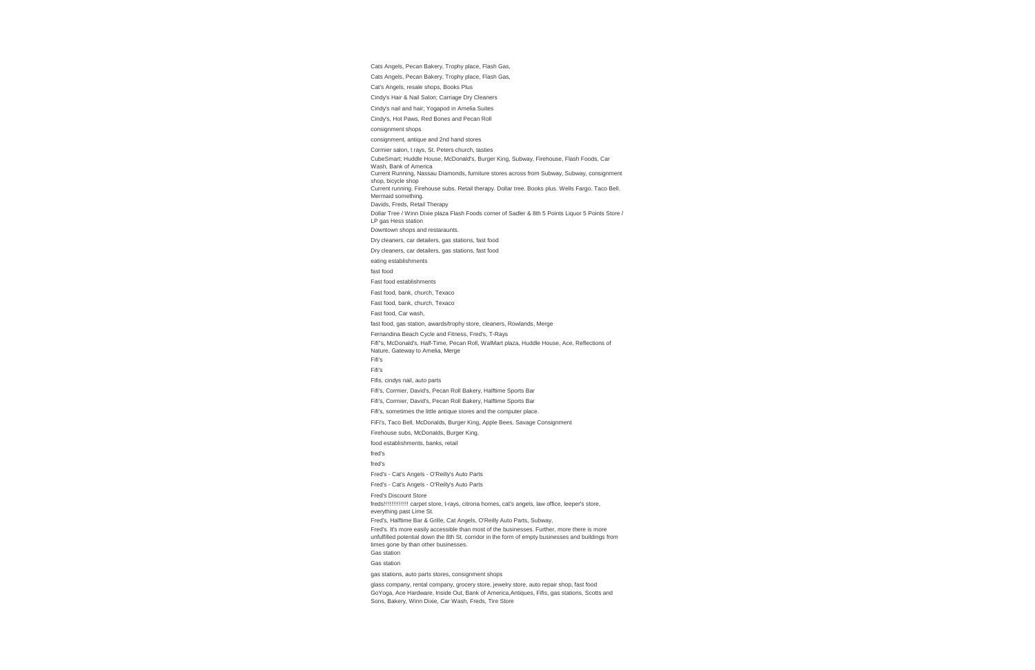Cats Angels, Pecan Bakery, Trophy place, Flash Gas,

Cats Angels, Pecan Bakery, Trophy place, Flash Gas,

Cat's Angels, resale shops, Books Plus

Cindy's Hair & Nail Salon; Carriage Dry Cleaners

Cindy's nail and hair; Yogapod in Amelia Suites

Cindy's, Hot Paws, Red Bones and Pecan Roll

consignment shops

consignment, antique and 2nd hand stores

Cormier salon, t rays, St. Peters church, tasties

CubeSmart; Huddle House, McDonald's, Burger King, Subway, Firehouse, Flash Foods, Car Wash, Bank of America

Current Running, Nassau Diamonds, furniture stores across from Subway, Subway, consignment shop, bicycle shop

Current running. Firehouse subs. Retail therapy. Dollar tree. Books plus. Wells Fargo. Taco Bell. Mermaid something.

Davids, Freds, Retail Therapy

Dollar Tree / Winn Dixie plaza Flash Foods corner of Sadler & 8th 5 Points Liquor 5 Points Store / LP gas Hess station

Downtown shops and restaraunts.

Dry cleaners, car detailers, gas stations, fast food

Dry cleaners, car detailers, gas stations, fast food

eating establishments

fast food

Fast food establishments

Fast food, bank, church, Texaco

Fast food, bank, church, Texaco

Fast food, Car wash,

fast food, gas station, awards/trophy store, cleaners, Rowlands, Merge

Fernandina Beach Cycle and Fitness, Fred's, T-Rays

Fifi"s, McDonald's, Half-Time, Pecan Roll, WalMart plaza, Huddle House, Ace, Reflections of Nature, Gateway to Amelia, Merge

Fifi's

Fifi's

Fifis, cindys nail, auto parts

Fifi's, Cormier, David's, Pecan Roll Bakery, Halftime Sports Bar

Fifi's, Cormier, David's, Pecan Roll Bakery, Halftime Sports Bar

Fifi's, sometimes the little antique stores and the computer place.

FiFi's, Taco Bell, McDonalds, Burger King, Apple Bees, Savage Consignment

Firehouse subs, McDonalds, Burger King,

food establishments, banks, retail

fred's

fred's

Fred's - Cat's Angels - O'Reilly's Auto Parts

Fred's - Cat's Angels - O'Reilly's Auto Parts

Fred's Discount Store

freds!!!!!!!!!!!!! carpet store, t-rays, citrona homes, cat's angels, law office, leeper's store, everything past Lime St.

Fred's, Halftime Bar & Grille, Cat Angels, O'Reilly Auto Parts, Subway,

Fred's. It's more easily accessible than most of the businesses. Further, more there is more unfulfilled potential down the 8th St. corridor in the form of empty businesses and buildings from times gone by than other businesses.

Gas station

Gas station

gas stations, auto parts stores, consignment shops

glass company, rental company, grocery store, jewelry store, auto repair shop, fast food

GoYoga, Ace Hardware, Inside Out, Bank of America,Antiques, Fifis, gas stations, Scotts and Sons, Bakery, Winn Dixie, Car Wash, Freds, Tire Store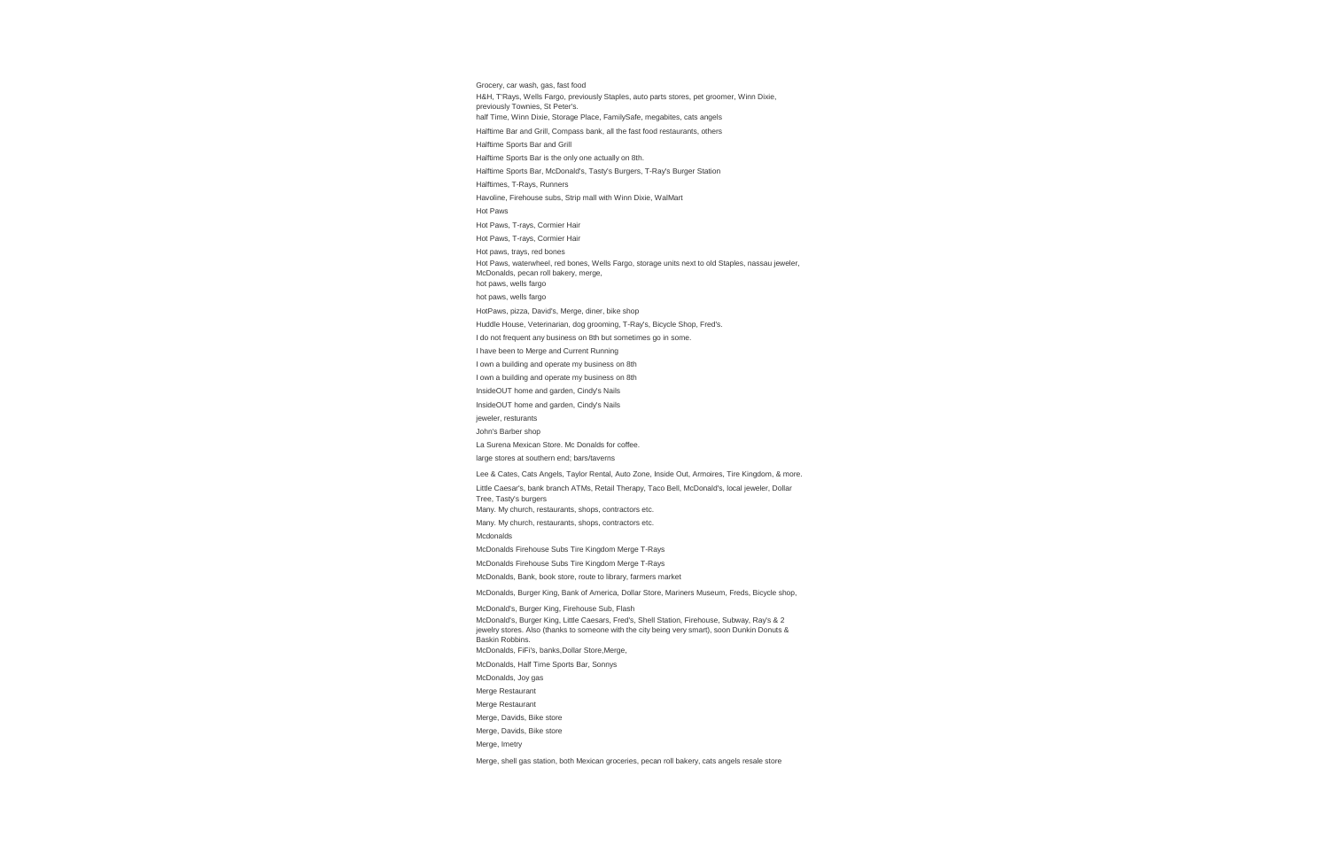Grocery, car wash, gas, fast food

H&H, T'Rays, Wells Fargo, previously Staples, auto parts stores, pet groomer, Winn Dixie, previously Townies, St Peter's.

half Time, Winn Dixie, Storage Place, FamilySafe, megabites, cats angels

Halftime Bar and Grill, Compass bank, all the fast food restaurants, others

Halftime Sports Bar and Grill

Halftime Sports Bar is the only one actually on 8th.

Halftime Sports Bar, McDonald's, Tasty's Burgers, T-Ray's Burger Station

Halftimes, T-Rays, Runners

Havoline, Firehouse subs, Strip mall with Winn Dixie, WalMart

Hot Paws

Hot Paws, T-rays, Cormier Hair

Hot Paws, T-rays, Cormier Hair

Hot paws, trays, red bones

Hot Paws, waterwheel, red bones, Wells Fargo, storage units next to old Staples, nassau jeweler, McDonalds, pecan roll bakery, merge,

hot paws, wells fargo

hot paws, wells fargo

HotPaws, pizza, David's, Merge, diner, bike shop

Huddle House, Veterinarian, dog grooming, T-Ray's, Bicycle Shop, Fred's.

I do not frequent any business on 8th but sometimes go in some.

I have been to Merge and Current Running

I own a building and operate my business on 8th

I own a building and operate my business on 8th

InsideOUT home and garden, Cindy's Nails

InsideOUT home and garden, Cindy's Nails

jeweler, resturants

John's Barber shop

La Surena Mexican Store. Mc Donalds for coffee.

large stores at southern end; bars/taverns

Lee & Cates, Cats Angels, Taylor Rental, Auto Zone, Inside Out, Armoires, Tire Kingdom, & more.

Little Caesar's, bank branch ATMs, Retail Therapy, Taco Bell, McDonald's, local jeweler, Dollar Tree, Tasty's burgers

Many. My church, restaurants, shops, contractors etc.

Many. My church, restaurants, shops, contractors etc.

Mcdonalds

McDonalds Firehouse Subs Tire Kingdom Merge T-Rays

McDonalds Firehouse Subs Tire Kingdom Merge T-Rays

McDonalds, Bank, book store, route to library, farmers market

McDonalds, Burger King, Bank of America, Dollar Store, Mariners Museum, Freds, Bicycle shop,

McDonald's, Burger King, Firehouse Sub, Flash

McDonald's, Burger King, Little Caesars, Fred's, Shell Station, Firehouse, Subway, Ray's & 2 jewelry stores. Also (thanks to someone with the city being very smart), soon Dunkin Donuts & Baskin Robbins.

McDonalds, FiFi's, banks,Dollar Store,Merge,

McDonalds, Half Time Sports Bar, Sonnys

McDonalds, Joy gas

Merge Restaurant

Merge Restaurant

Merge, Davids, Bike store

Merge, Davids, Bike store

Merge, Imetry

Merge, shell gas station, both Mexican groceries, pecan roll bakery, cats angels resale store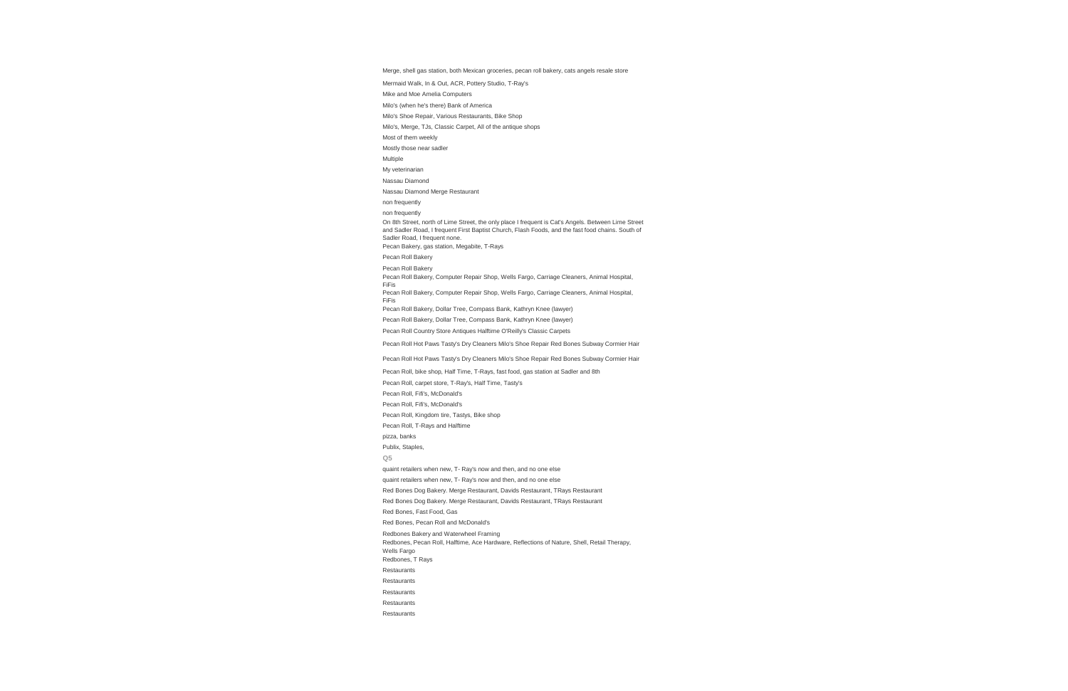Merge, shell gas station, both Mexican groceries, pecan roll bakery, cats angels resale store

Mermaid Walk, In & Out, ACR, Pottery Studio, T-Ray's

Mike and Moe Amelia Computers

Milo's (when he's there) Bank of America

Milo's Shoe Repair, Various Restaurants, Bike Shop

Milo's, Merge, TJs, Classic Carpet, All of the antique shops

Most of them weekly

Mostly those near sadler

Multiple

My veterinarian

Nassau Diamond

Nassau Diamond Merge Restaurant

non frequently

non frequently

On 8th Street, north of Lime Street, the only place I frequent is Cat's Angels. Between Lime Street and Sadler Road, I frequent First Baptist Church, Flash Foods, and the fast food chains. South of Sadler Road, I frequent none.

Pecan Bakery, gas station, Megabite, T-Rays

Pecan Roll Bakery

Pecan Roll Bakery

Pecan Roll Bakery, Computer Repair Shop, Wells Fargo, Carriage Cleaners, Animal Hospital, FiFis

Pecan Roll Bakery, Computer Repair Shop, Wells Fargo, Carriage Cleaners, Animal Hospital, FiFis

Pecan Roll Bakery, Dollar Tree, Compass Bank, Kathryn Knee (lawyer)

Pecan Roll Bakery, Dollar Tree, Compass Bank, Kathryn Knee (lawyer)

Pecan Roll Country Store Antiques Halftime O'Reilly's Classic Carpets

Pecan Roll Hot Paws Tasty's Dry Cleaners Milo's Shoe Repair Red Bones Subway Cormier Hair

Pecan Roll Hot Paws Tasty's Dry Cleaners Milo's Shoe Repair Red Bones Subway Cormier Hair

Pecan Roll, bike shop, Half Time, T-Rays, fast food, gas station at Sadler and 8th

Pecan Roll, carpet store, T-Ray's, Half Time, Tasty's

Pecan Roll, Fifi's, McDonald's

Pecan Roll, Fifi's, McDonald's

Pecan Roll, Kingdom tire, Tastys, Bike shop

Pecan Roll, T-Rays and Halftime

pizza, banks

Publix, Staples,

Q5

quaint retailers when new, T- Ray's now and then, and no one else

quaint retailers when new, T- Ray's now and then, and no one else

Red Bones Dog Bakery. Merge Restaurant, Davids Restaurant, TRays Restaurant

Red Bones Dog Bakery. Merge Restaurant, Davids Restaurant, TRays Restaurant

Red Bones, Fast Food, Gas

Red Bones, Pecan Roll and McDonald's

Redbones Bakery and Waterwheel Framing

Redbones, Pecan Roll, Halftime, Ace Hardware, Reflections of Nature, Shell, Retail Therapy, Wells Fargo

Redbones, T Rays

Restaurants

Restaurants

Restaurants

Restaurants

Restaurants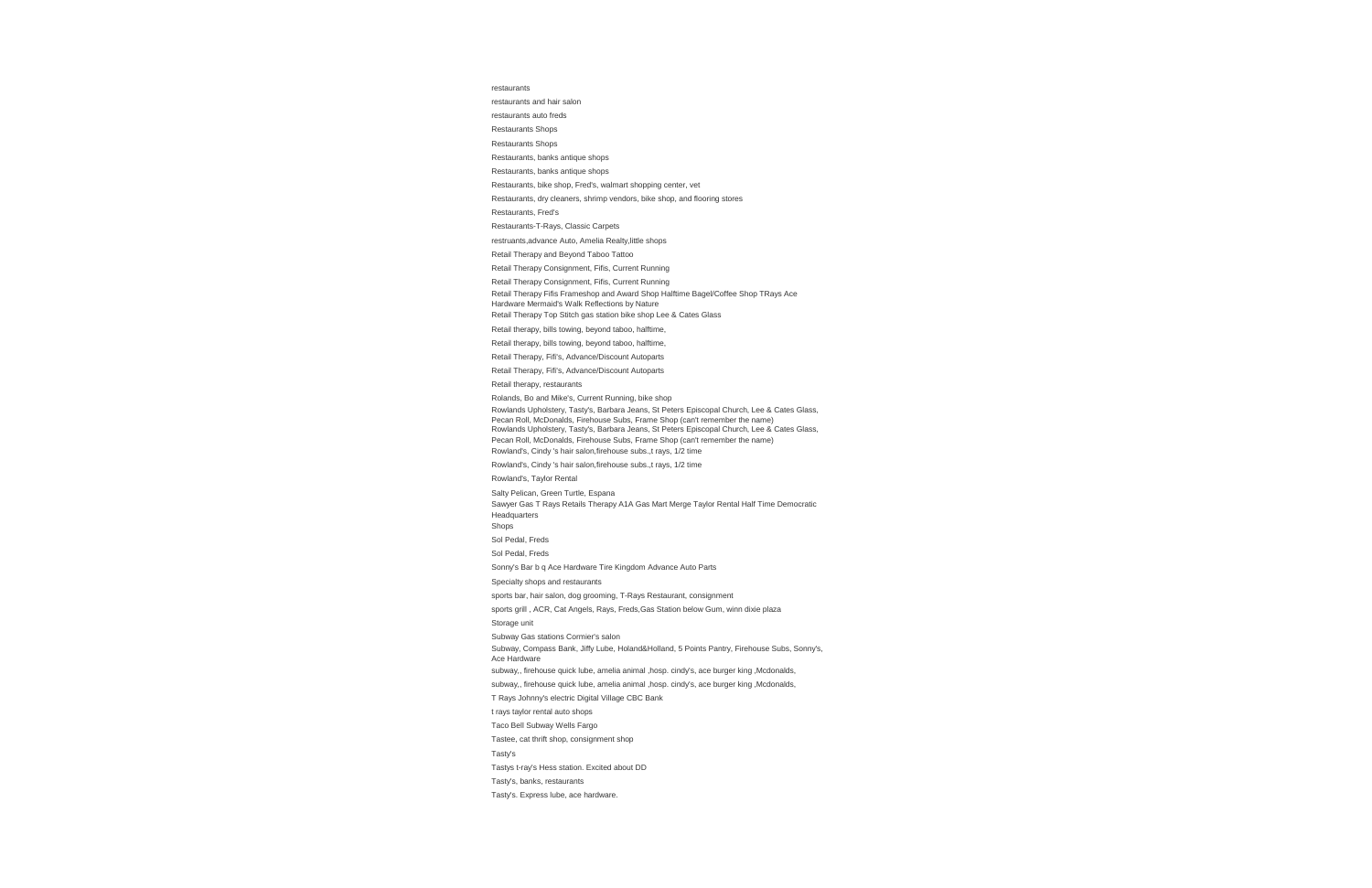restaurants

restaurants and hair salon

restaurants auto freds

Restaurants Shops

Restaurants Shops

Restaurants, banks antique shops

Restaurants, banks antique shops

Restaurants, bike shop, Fred's, walmart shopping center, vet

Restaurants, dry cleaners, shrimp vendors, bike shop, and flooring stores

Restaurants, Fred's

Restaurants-T-Rays, Classic Carpets

restruants,advance Auto, Amelia Realty,little shops

Retail Therapy and Beyond Taboo Tattoo

Retail Therapy Consignment, Fifis, Current Running

Retail Therapy Consignment, Fifis, Current Running

Retail Therapy Fifis Frameshop and Award Shop Halftime Bagel/Coffee Shop TRays Ace Hardware Mermaid's Walk Reflections by Nature

Retail Therapy Top Stitch gas station bike shop Lee & Cates Glass

Retail therapy, bills towing, beyond taboo, halftime,

Retail therapy, bills towing, beyond taboo, halftime,

Retail Therapy, Fifi's, Advance/Discount Autoparts

Retail Therapy, Fifi's, Advance/Discount Autoparts

Retail therapy, restaurants

Rolands, Bo and Mike's, Current Running, bike shop

Rowlands Upholstery, Tasty's, Barbara Jeans, St Peters Episcopal Church, Lee & Cates Glass, Pecan Roll, McDonalds, Firehouse Subs, Frame Shop (can't remember the name)

Rowlands Upholstery, Tasty's, Barbara Jeans, St Peters Episcopal Church, Lee & Cates Glass, Pecan Roll, McDonalds, Firehouse Subs, Frame Shop (can't remember the name)

Rowland's, Cindy 's hair salon,firehouse subs.,t rays, 1/2 time

Rowland's, Cindy 's hair salon,firehouse subs.,t rays, 1/2 time

Rowland's, Taylor Rental

Salty Pelican, Green Turtle, Espana

Sawyer Gas T Rays Retails Therapy A1A Gas Mart Merge Taylor Rental Half Time Democratic Headquarters

Shops

Sol Pedal, Freds

Sol Pedal, Freds

Sonny's Bar b q Ace Hardware Tire Kingdom Advance Auto Parts

Specialty shops and restaurants

sports bar, hair salon, dog grooming, T-Rays Restaurant, consignment

sports grill , ACR, Cat Angels, Rays, Freds,Gas Station below Gum, winn dixie plaza

Storage unit

Subway Gas stations Cormier's salon

Subway, Compass Bank, Jiffy Lube, Holand&Holland, 5 Points Pantry, Firehouse Subs, Sonny's, Ace Hardware

subway,, firehouse quick lube, amelia animal ,hosp. cindy's, ace burger king ,Mcdonalds,

subway,, firehouse quick lube, amelia animal ,hosp. cindy's, ace burger king ,Mcdonalds,

T Rays Johnny's electric Digital Village CBC Bank

t rays taylor rental auto shops

Taco Bell Subway Wells Fargo

Tastee, cat thrift shop, consignment shop

Tasty's

Tastys t-ray's Hess station. Excited about DD

Tasty's, banks, restaurants

Tasty's. Express lube, ace hardware.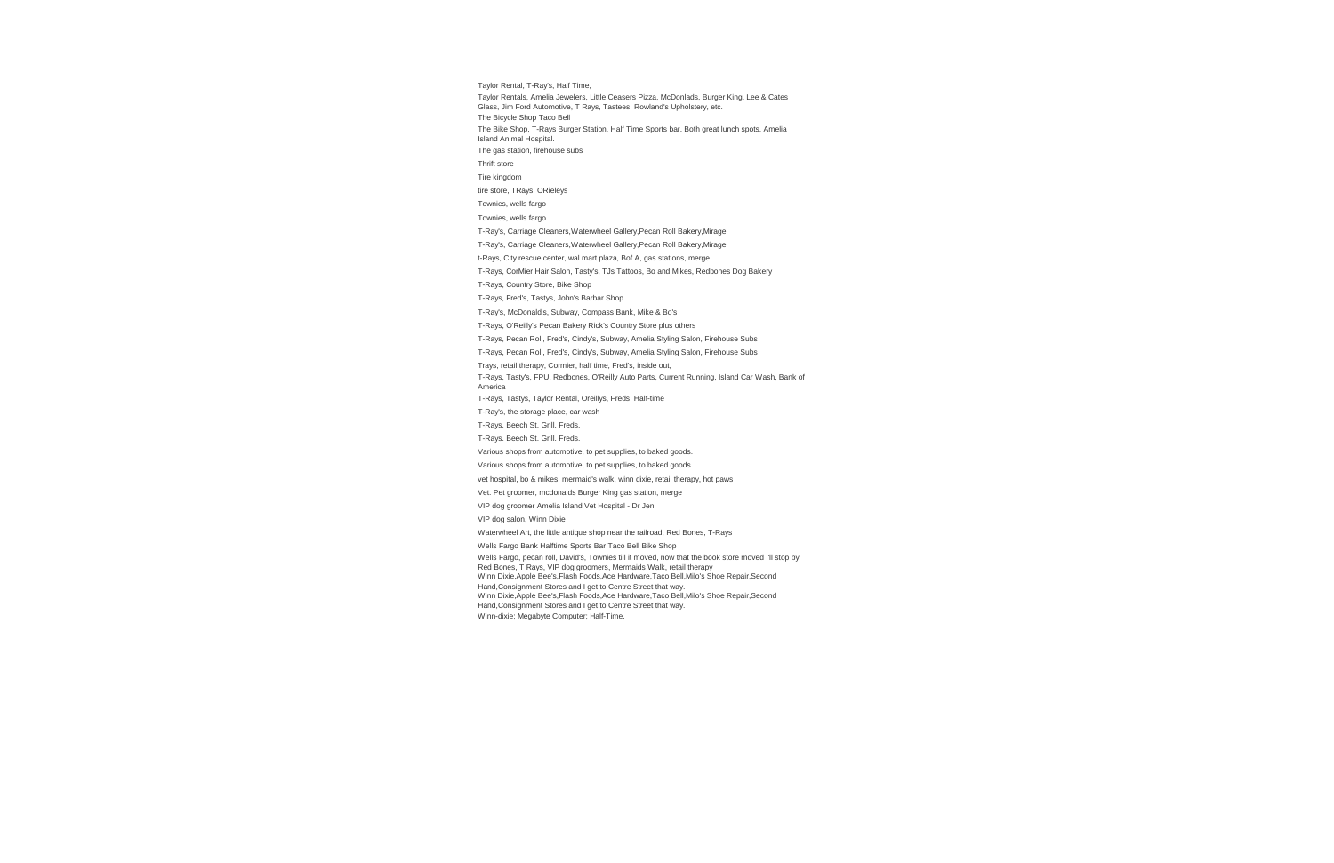Taylor Rental, T-Ray's, Half Time,

Taylor Rentals, Amelia Jewelers, Little Ceasers Pizza, McDonlads, Burger King, Lee & Cates Glass, Jim Ford Automotive, T Rays, Tastees, Rowland's Upholstery, etc.

The Bicycle Shop Taco Bell

The Bike Shop, T-Rays Burger Station, Half Time Sports bar. Both great lunch spots. Amelia Island Animal Hospital.

The gas station, firehouse subs

Thrift store

Tire kingdom

tire store, TRays, ORieleys

Townies, wells fargo

Townies, wells fargo

T-Ray's, Carriage Cleaners,Waterwheel Gallery,Pecan Roll Bakery,Mirage

T-Ray's, Carriage Cleaners,Waterwheel Gallery,Pecan Roll Bakery,Mirage

t-Rays, City rescue center, wal mart plaza, Bof A, gas stations, merge

T-Rays, CorMier Hair Salon, Tasty's, TJs Tattoos, Bo and Mikes, Redbones Dog Bakery

T-Rays, Country Store, Bike Shop

T-Rays, Fred's, Tastys, John's Barbar Shop

T-Ray's, McDonald's, Subway, Compass Bank, Mike & Bo's

T-Rays, O'Reilly's Pecan Bakery Rick's Country Store plus others

T-Rays, Pecan Roll, Fred's, Cindy's, Subway, Amelia Styling Salon, Firehouse Subs

T-Rays, Pecan Roll, Fred's, Cindy's, Subway, Amelia Styling Salon, Firehouse Subs

Trays, retail therapy, Cormier, half time, Fred's, inside out,

T-Rays, Tasty's, FPU, Redbones, O'Reilly Auto Parts, Current Running, Island Car Wash, Bank of America

T-Rays, Tastys, Taylor Rental, Oreillys, Freds, Half-time

T-Ray's, the storage place, car wash

T-Rays. Beech St. Grill. Freds.

T-Rays. Beech St. Grill. Freds.

Various shops from automotive, to pet supplies, to baked goods.

Various shops from automotive, to pet supplies, to baked goods.

vet hospital, bo & mikes, mermaid's walk, winn dixie, retail therapy, hot paws

Vet. Pet groomer, mcdonalds Burger King gas station, merge

VIP dog groomer Amelia Island Vet Hospital - Dr Jen

VIP dog salon, Winn Dixie

Waterwheel Art, the little antique shop near the railroad, Red Bones, T-Rays

Wells Fargo Bank Halftime Sports Bar Taco Bell Bike Shop

Wells Fargo, pecan roll, David's, Townies till it moved, now that the book store moved I'll stop by, Red Bones, T Rays, VIP dog groomers, Mermaids Walk, retail therapy

Winn Dixie,Apple Bee's,Flash Foods,Ace Hardware,Taco Bell,Milo's Shoe Repair,Second Hand,Consignment Stores and I get to Centre Street that way.

Winn Dixie,Apple Bee's,Flash Foods,Ace Hardware,Taco Bell,Milo's Shoe Repair,Second Hand,Consignment Stores and I get to Centre Street that way.

Winn-dixie; Megabyte Computer; Half-Time.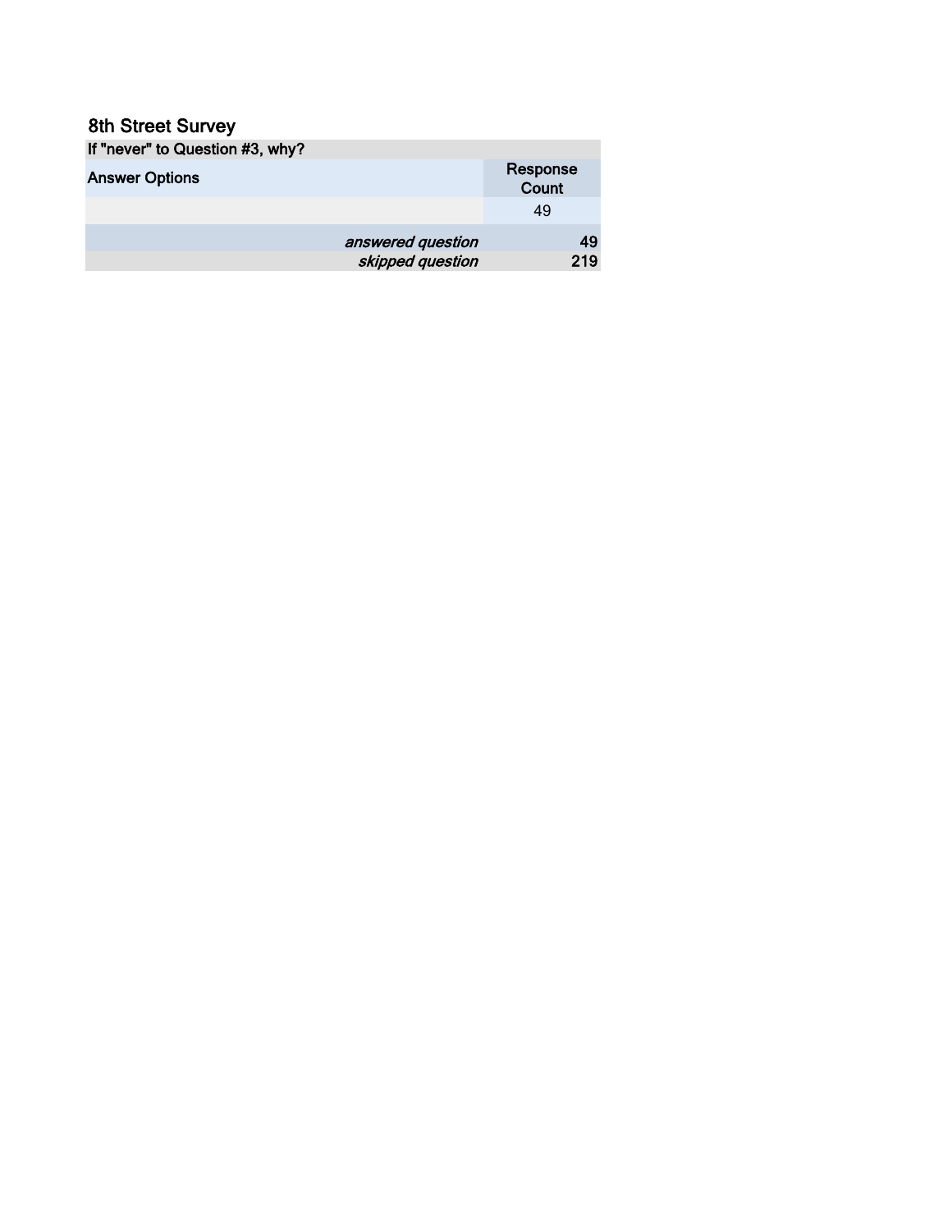# 8th Street Survey

| If "never" to Question #3, why? | |
|---|---|
| Answer Options | Response Count |
| | 49 |
| *answered question* | 49 |
| *skipped question* | 219 |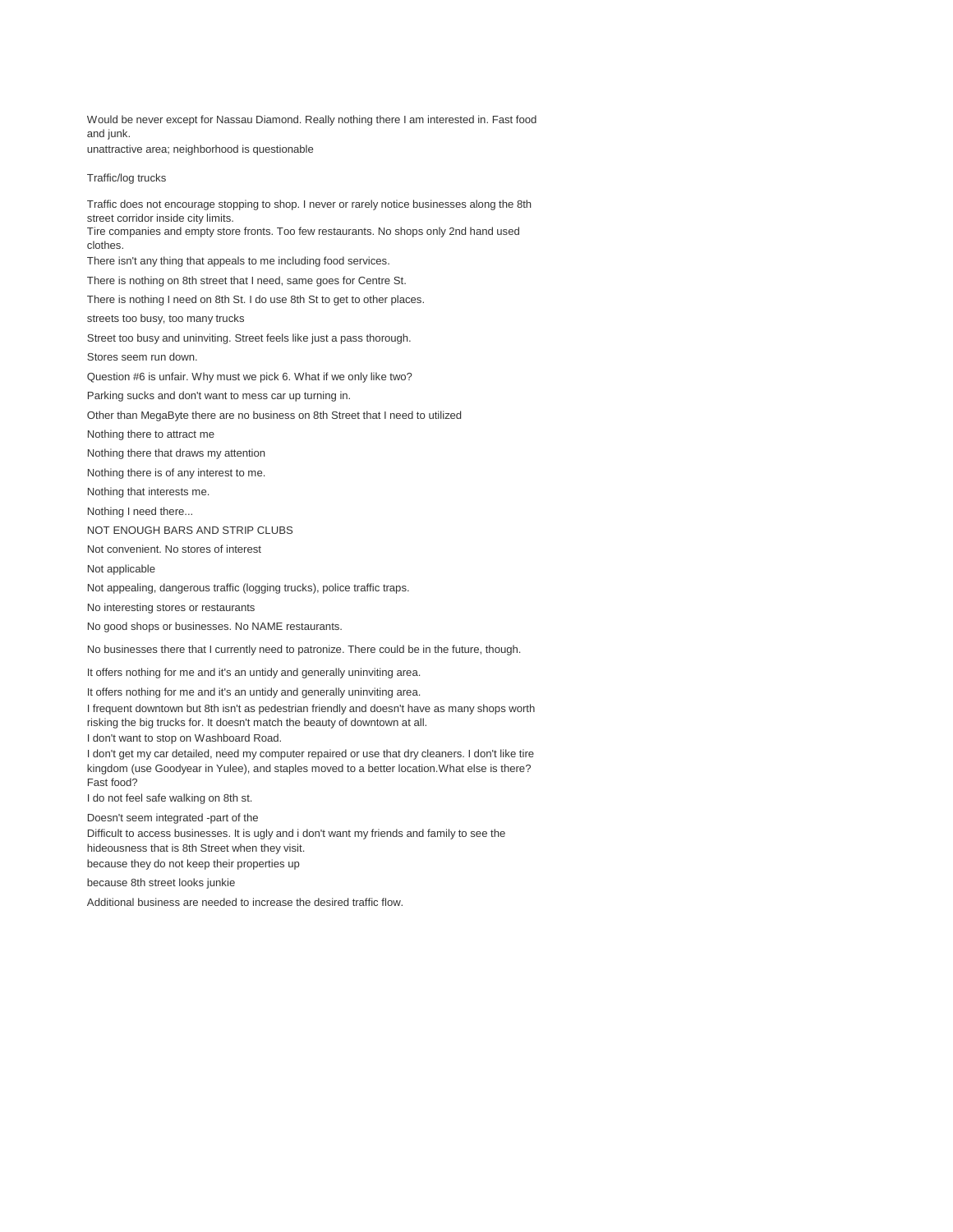Would be never except for Nassau Diamond. Really nothing there I am interested in. Fast food and junk.

unattractive area; neighborhood is questionable

Traffic/log trucks

Traffic does not encourage stopping to shop. I never or rarely notice businesses along the 8th street corridor inside city limits.

Tire companies and empty store fronts. Too few restaurants. No shops only 2nd hand used clothes.

There isn't any thing that appeals to me including food services.

There is nothing on 8th street that I need, same goes for Centre St.

There is nothing I need on 8th St. I do use 8th St to get to other places.

streets too busy, too many trucks

Street too busy and uninviting. Street feels like just a pass thorough.

Stores seem run down.

Question #6 is unfair. Why must we pick 6. What if we only like two?

Parking sucks and don't want to mess car up turning in.

Other than MegaByte there are no business on 8th Street that I need to utilized

Nothing there to attract me

Nothing there that draws my attention

Nothing there is of any interest to me.

Nothing that interests me.

Nothing I need there...

NOT ENOUGH BARS AND STRIP CLUBS

Not convenient. No stores of interest

Not applicable

Not appealing, dangerous traffic (logging trucks), police traffic traps.

No interesting stores or restaurants

No good shops or businesses. No NAME restaurants.

No businesses there that I currently need to patronize. There could be in the future, though.

It offers nothing for me and it's an untidy and generally uninviting area.

It offers nothing for me and it's an untidy and generally uninviting area.

I frequent downtown but 8th isn't as pedestrian friendly and doesn't have as many shops worth risking the big trucks for. It doesn't match the beauty of downtown at all.

I don't want to stop on Washboard Road.

I don't get my car detailed, need my computer repaired or use that dry cleaners. I don't like tire kingdom (use Goodyear in Yulee), and staples moved to a better location.What else is there? Fast food?

I do not feel safe walking on 8th st.

Doesn't seem integrated -part of the

Difficult to access businesses. It is ugly and i don't want my friends and family to see the hideousness that is 8th Street when they visit.

because they do not keep their properties up

because 8th street looks junkie

Additional business are needed to increase the desired traffic flow.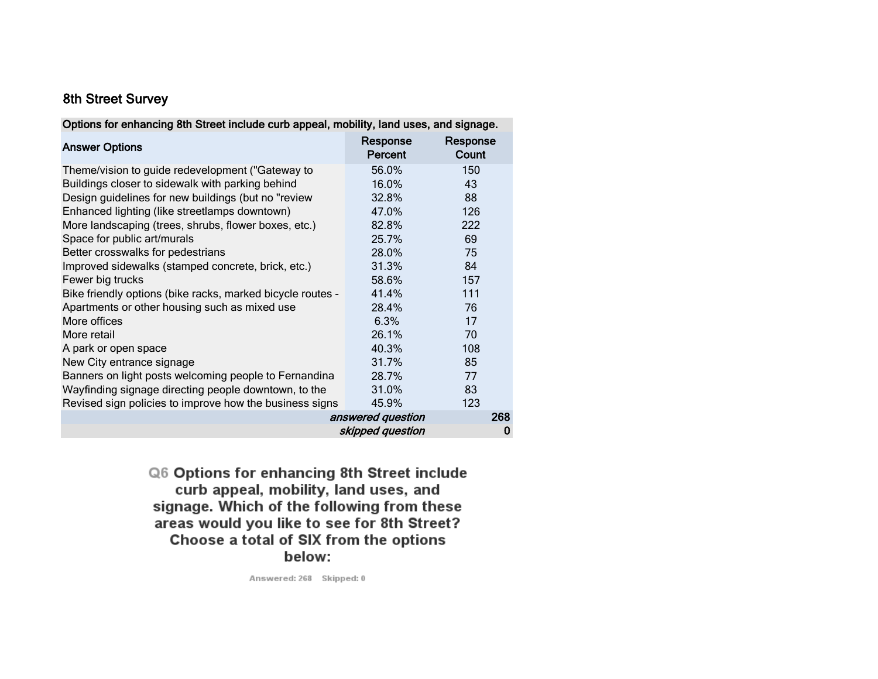## 8th Street Survey

| Options for enhancing 8th Street include curb appeal, mobility, land uses, and signage. | | |
|---|---|---|
| **Answer Options** | **Response Percent** | **Response Count** |
| Theme/vision to guide redevelopment ("Gateway to | 56.0% | 150 |
| Buildings closer to sidewalk with parking behind | 16.0% | 43 |
| Design guidelines for new buildings (but no "review | 32.8% | 88 |
| Enhanced lighting (like streetlamps downtown) | 47.0% | 126 |
| More landscaping (trees, shrubs, flower boxes, etc.) | 82.8% | 222 |
| Space for public art/murals | 25.7% | 69 |
| Better crosswalks for pedestrians | 28.0% | 75 |
| Improved sidewalks (stamped concrete, brick, etc.) | 31.3% | 84 |
| Fewer big trucks | 58.6% | 157 |
| Bike friendly options (bike racks, marked bicycle routes - | 41.4% | 111 |
| Apartments or other housing such as mixed use | 28.4% | 76 |
| More offices | 6.3% | 17 |
| More retail | 26.1% | 70 |
| A park or open space | 40.3% | 108 |
| New City entrance signage | 31.7% | 85 |
| Banners on light posts welcoming people to Fernandina | 28.7% | 77 |
| Wayfinding signage directing people downtown, to the | 31.0% | 83 |
| Revised sign policies to improve how the business signs | 45.9% | 123 |
| | *answered question* | **268** |
| | *skipped question* | **0** |

**Q6 Options for enhancing 8th Street include curb appeal, mobility, land uses, and signage. Which of the following from these areas would you like to see for 8th Street? Choose a total of SIX from the options below:**

Answered: 268 Skipped: 0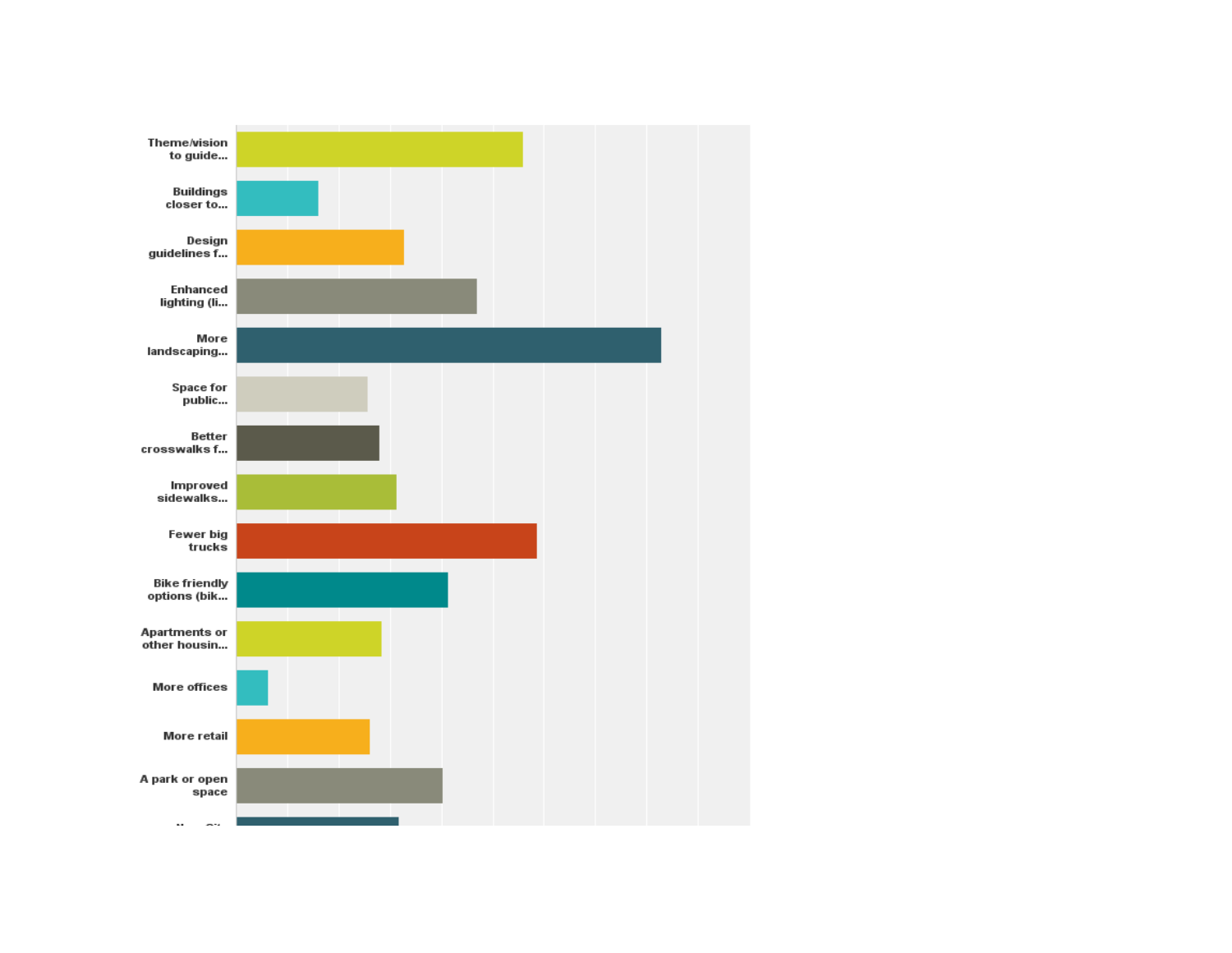Theme/vision to guide...

Buildings closer to...

Design guidelines f...

Enhanced lighting (li...

More landscaping...

Space for public...

Better crosswalks f...

Improved sidewalks...

Fewer big trucks

Bike friendly options (bik...

Apartments or other housin...

More offices

More retail

A park or open space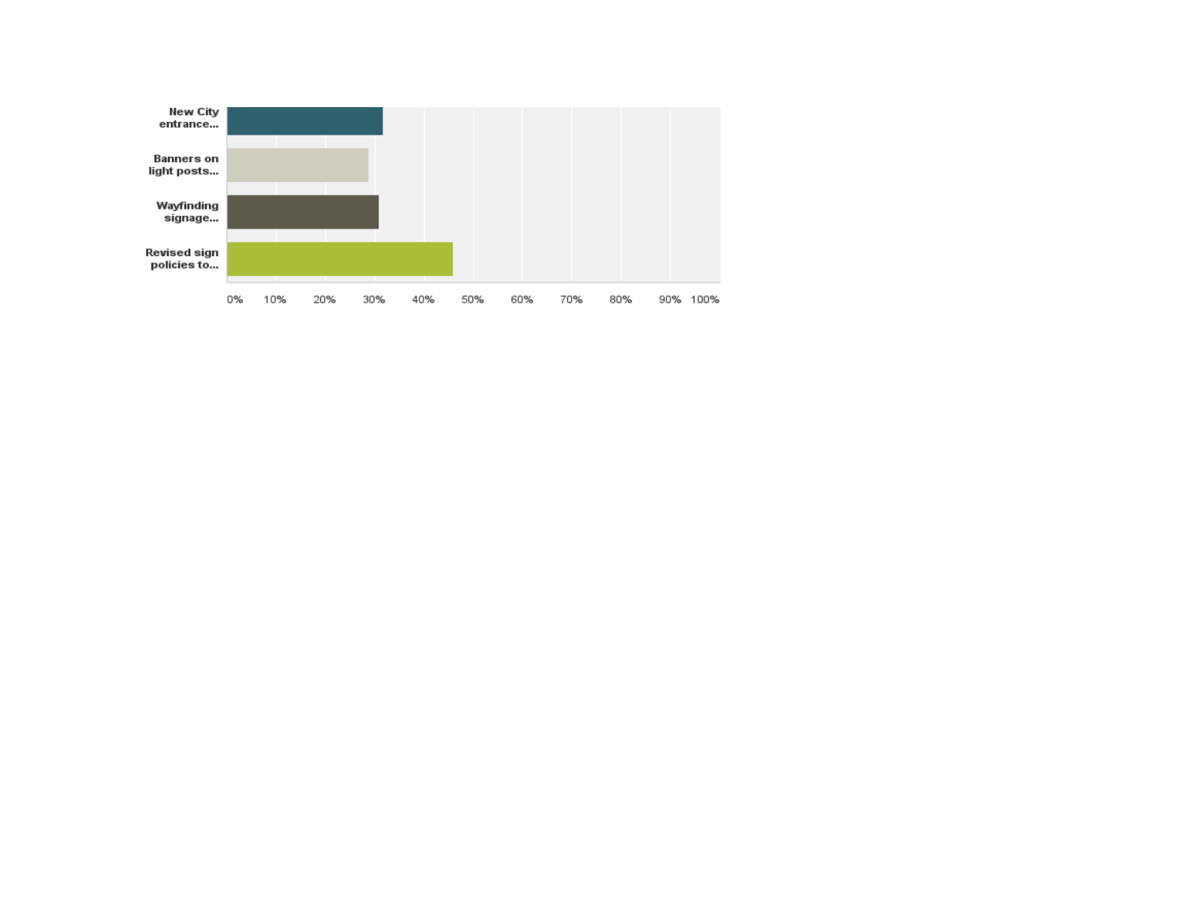| | |
|---|---|
| New City entrance... | ~32% |
| Banners on light posts... | ~29% |
| Wayfinding signage... | ~31% |
| Revised sign policies to... | ~46% |

0% 10% 20% 30% 40% 50% 60% 70% 80% 90% 100%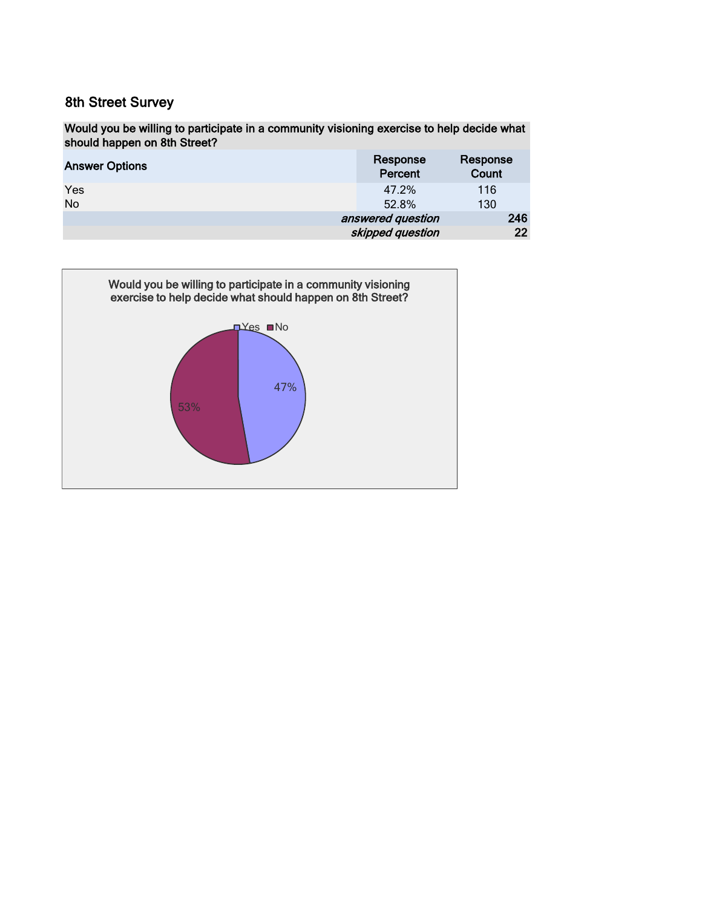## 8th Street Survey

| Would you be willing to participate in a community visioning exercise to help decide what should happen on 8th Street? | | |
|---|---|---|
| **Answer Options** | **Response Percent** | **Response Count** |
| Yes | 47.2% | 116 |
| No | 52.8% | 130 |
| | *answered question* | **246** |
| | *skipped question* | **22** |

Would you be willing to participate in a community visioning exercise to help decide what should happen on 8th Street?

Yes
No
47%
53%